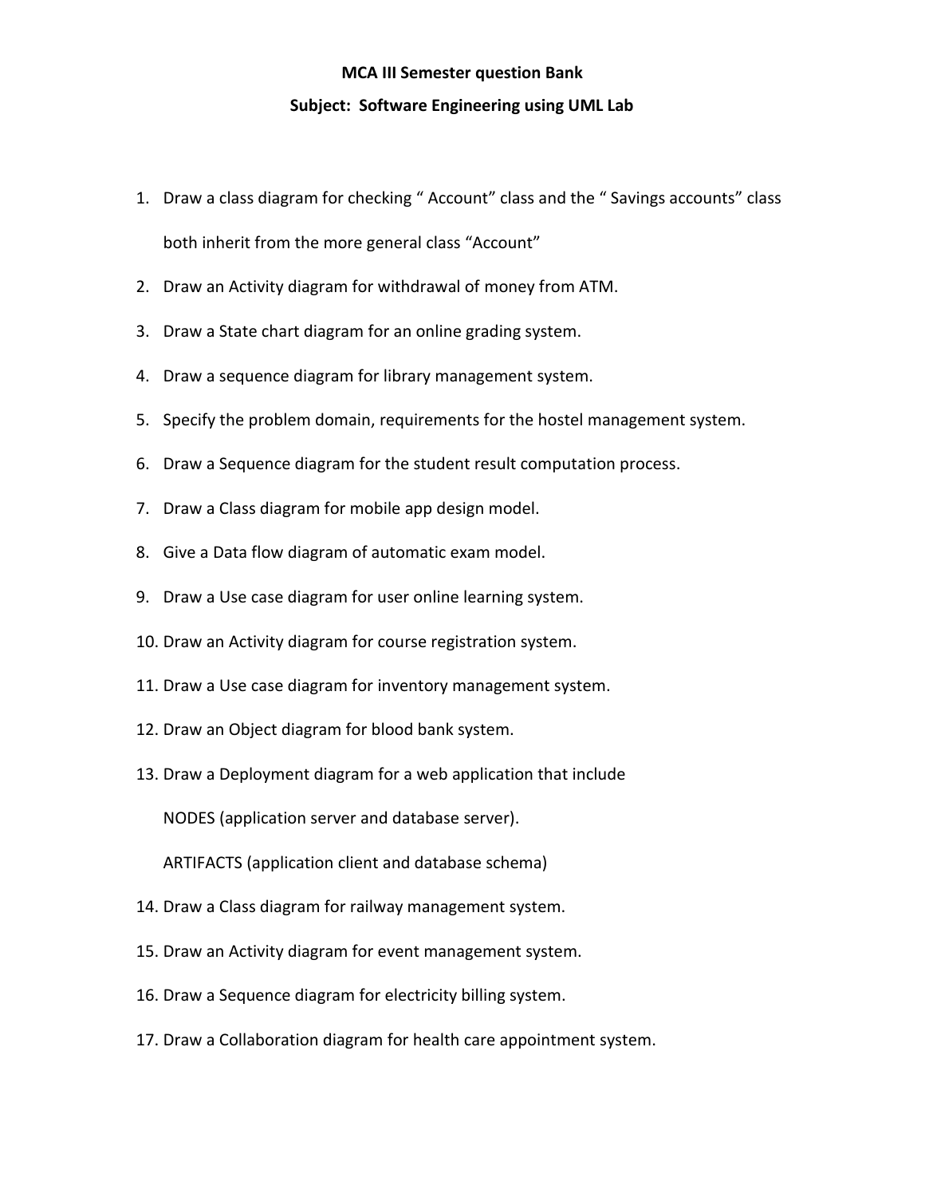**MCA III Semester question Bank**

**Subject: Software Engineering using UML Lab**

1. Draw a class diagram for checking " Account" class and the " Savings accounts" class both inherit from the more general class "Account"
2. Draw an Activity diagram for withdrawal of money from ATM.
3. Draw a State chart diagram for an online grading system.
4. Draw a sequence diagram for library management system.
5. Specify the problem domain, requirements for the hostel management system.
6. Draw a Sequence diagram for the student result computation process.
7. Draw a Class diagram for mobile app design model.
8. Give a Data flow diagram of automatic exam model.
9. Draw a Use case diagram for user online learning system.
10. Draw an Activity diagram for course registration system.
11. Draw a Use case diagram for inventory management system.
12. Draw an Object diagram for blood bank system.
13. Draw a Deployment diagram for a web application that include

    NODES (application server and database server).

    ARTIFACTS (application client and database schema)
14. Draw a Class diagram for railway management system.
15. Draw an Activity diagram for event management system.
16. Draw a Sequence diagram for electricity billing system.
17. Draw a Collaboration diagram for health care appointment system.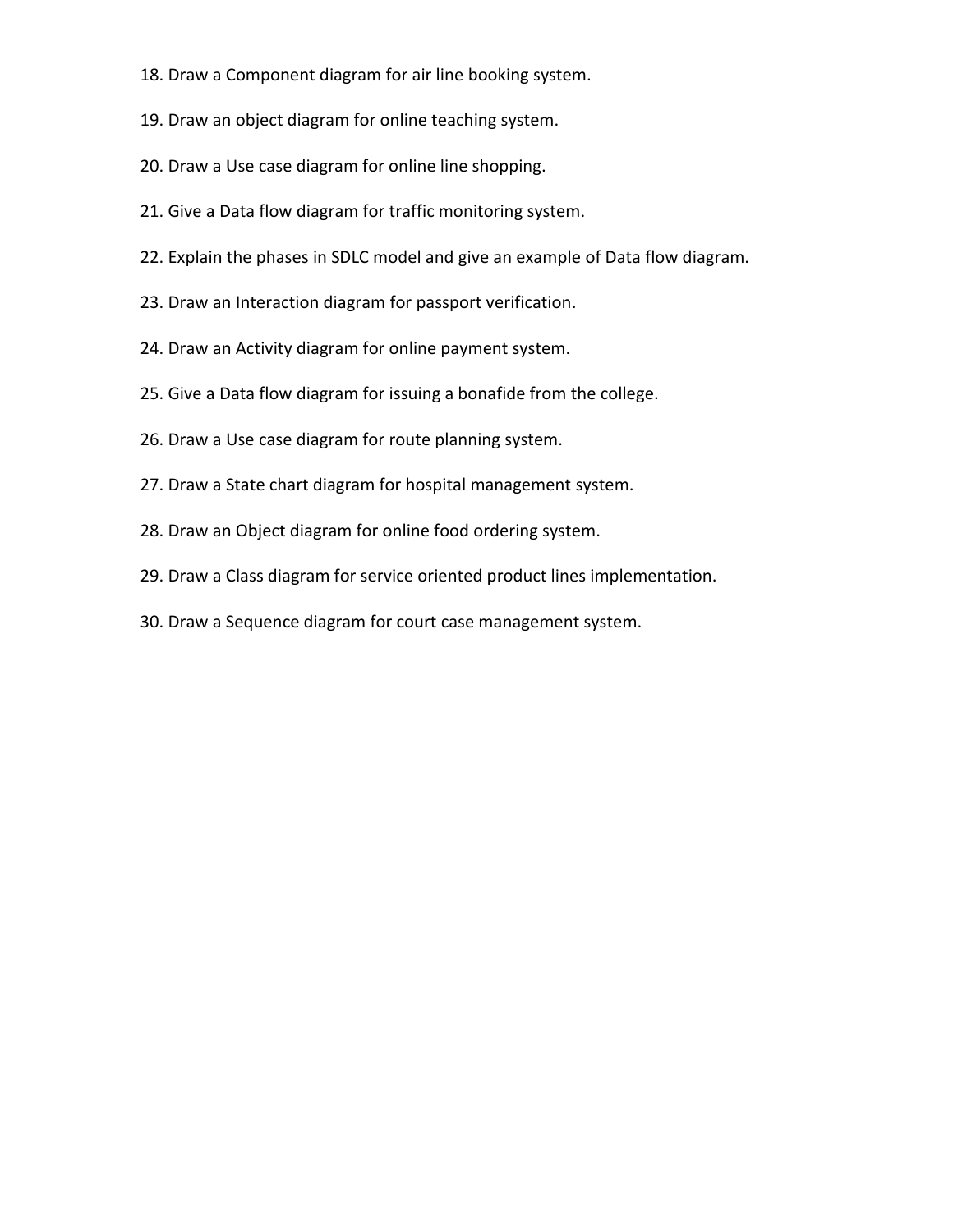18. Draw a Component diagram for air line booking system.
19. Draw an object diagram for online teaching system.
20. Draw a Use case diagram for online line shopping.
21. Give a Data flow diagram for traffic monitoring system.
22. Explain the phases in SDLC model and give an example of Data flow diagram.
23. Draw an Interaction diagram for passport verification.
24. Draw an Activity diagram for online payment system.
25. Give a Data flow diagram for issuing a bonafide from the college.
26. Draw a Use case diagram for route planning system.
27. Draw a State chart diagram for hospital management system.
28. Draw an Object diagram for online food ordering system.
29. Draw a Class diagram for service oriented product lines implementation.
30. Draw a Sequence diagram for court case management system.